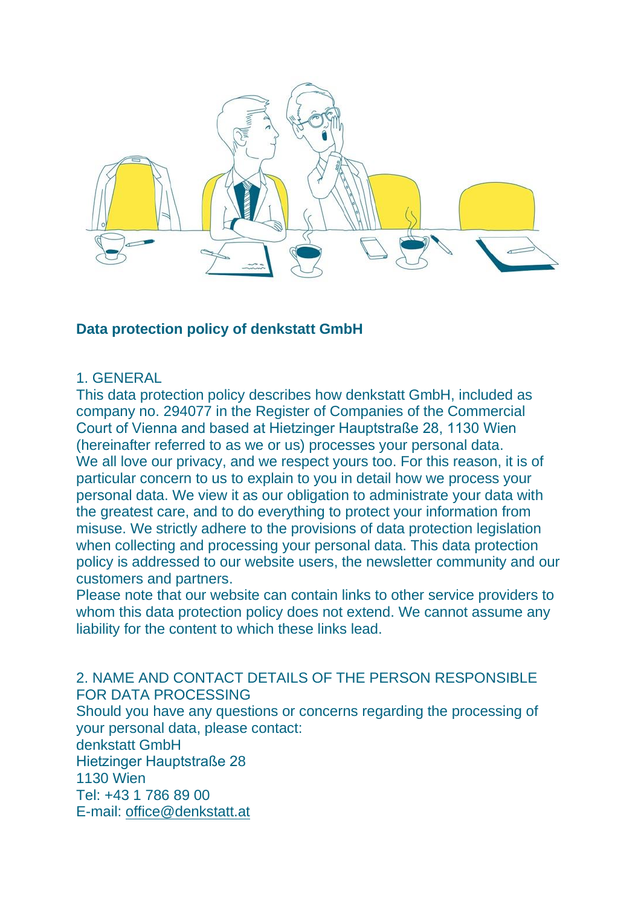# Data protection policy of denkstatt GmbH

## 1. GENERAL

This data protection policy describes how denkstatt GmbH, included as company no. 294077 in the Register of Companies of the Commercial Court of Vienna and based at Hietzinger Hauptstraße 28, 1130 Wien (hereinafter referred to as we or us) processes your personal data.
We all love our privacy, and we respect yours too. For this reason, it is of particular concern to us to explain to you in detail how we process your personal data. We view it as our obligation to administrate your data with the greatest care, and to do everything to protect your information from misuse. We strictly adhere to the provisions of data protection legislation when collecting and processing your personal data. This data protection policy is addressed to our website users, the newsletter community and our customers and partners.
Please note that our website can contain links to other service providers to whom this data protection policy does not extend. We cannot assume any liability for the content to which these links lead.

## 2. NAME AND CONTACT DETAILS OF THE PERSON RESPONSIBLE FOR DATA PROCESSING

Should you have any questions or concerns regarding the processing of your personal data, please contact:
denkstatt GmbH
Hietzinger Hauptstraße 28
1130 Wien
Tel: +43 1 786 89 00
E-mail: office@denkstatt.at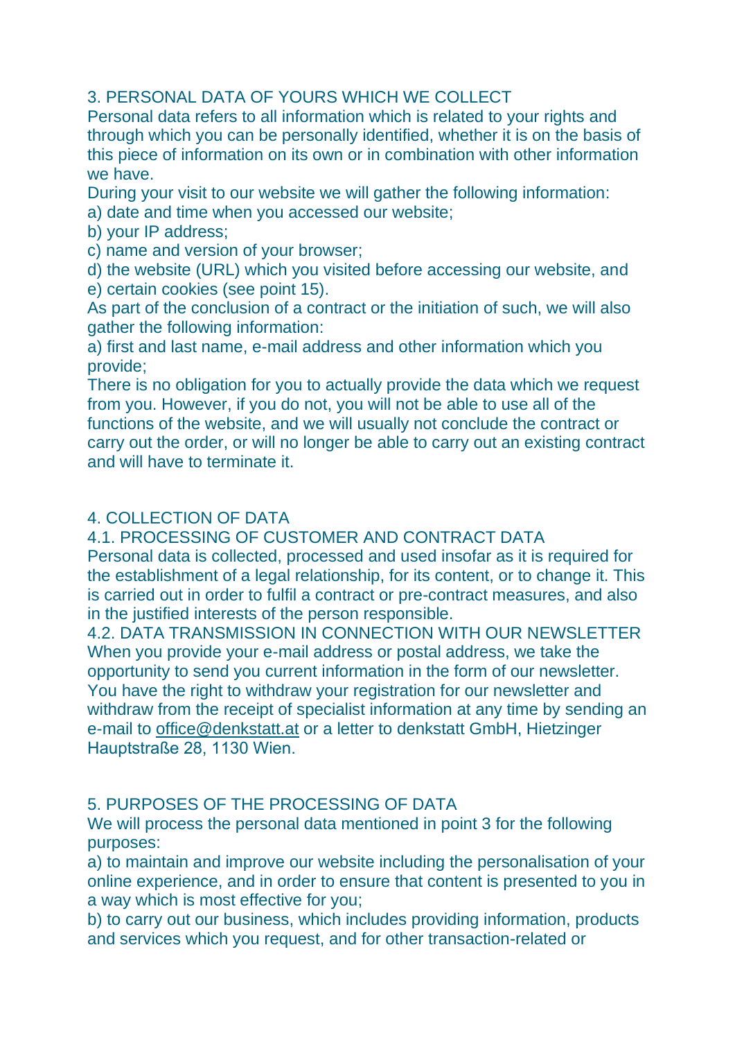## 3. PERSONAL DATA OF YOURS WHICH WE COLLECT

Personal data refers to all information which is related to your rights and through which you can be personally identified, whether it is on the basis of this piece of information on its own or in combination with other information we have.

During your visit to our website we will gather the following information:

a) date and time when you accessed our website;
b) your IP address;
c) name and version of your browser;
d) the website (URL) which you visited before accessing our website, and
e) certain cookies (see point 15).

As part of the conclusion of a contract or the initiation of such, we will also gather the following information:

a) first and last name, e-mail address and other information which you provide;

There is no obligation for you to actually provide the data which we request from you. However, if you do not, you will not be able to use all of the functions of the website, and we will usually not conclude the contract or carry out the order, or will no longer be able to carry out an existing contract and will have to terminate it.

## 4. COLLECTION OF DATA

### 4.1. PROCESSING OF CUSTOMER AND CONTRACT DATA

Personal data is collected, processed and used insofar as it is required for the establishment of a legal relationship, for its content, or to change it. This is carried out in order to fulfil a contract or pre-contract measures, and also in the justified interests of the person responsible.

### 4.2. DATA TRANSMISSION IN CONNECTION WITH OUR NEWSLETTER

When you provide your e-mail address or postal address, we take the opportunity to send you current information in the form of our newsletter. You have the right to withdraw your registration for our newsletter and withdraw from the receipt of specialist information at any time by sending an e-mail to office@denkstatt.at or a letter to denkstatt GmbH, Hietzinger Hauptstraße 28, 1130 Wien.

## 5. PURPOSES OF THE PROCESSING OF DATA

We will process the personal data mentioned in point 3 for the following purposes:

a) to maintain and improve our website including the personalisation of your online experience, and in order to ensure that content is presented to you in a way which is most effective for you;
b) to carry out our business, which includes providing information, products and services which you request, and for other transaction-related or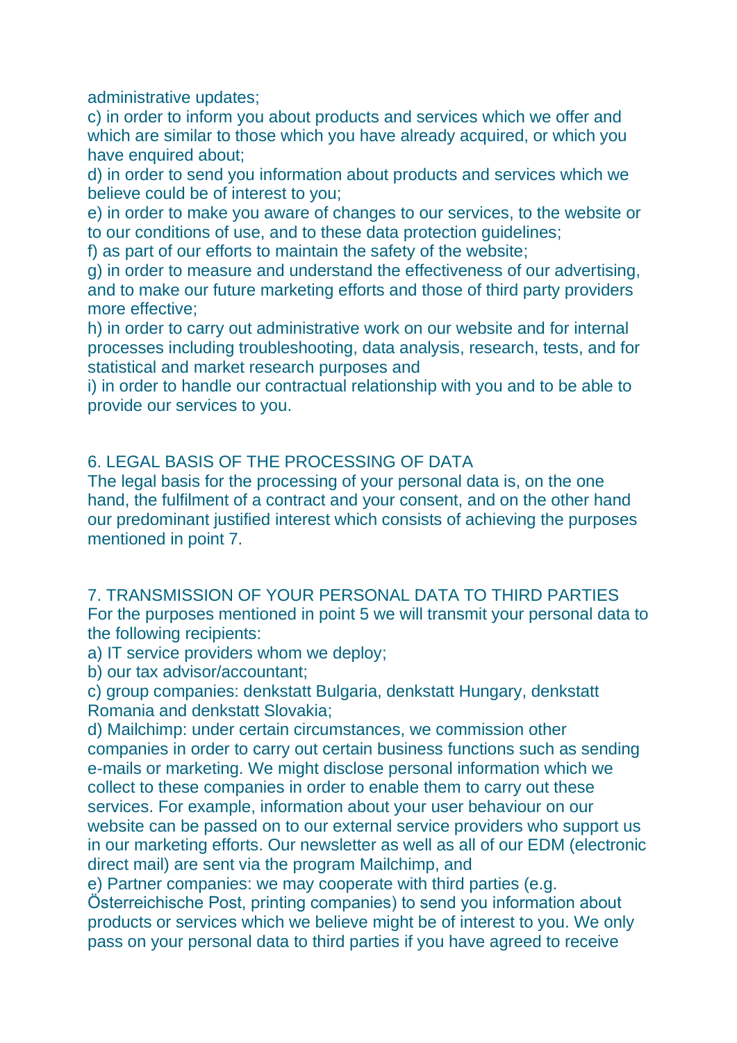administrative updates;

c) in order to inform you about products and services which we offer and which are similar to those which you have already acquired, or which you have enquired about;

d) in order to send you information about products and services which we believe could be of interest to you;

e) in order to make you aware of changes to our services, to the website or to our conditions of use, and to these data protection guidelines;

f) as part of our efforts to maintain the safety of the website;

g) in order to measure and understand the effectiveness of our advertising, and to make our future marketing efforts and those of third party providers more effective;

h) in order to carry out administrative work on our website and for internal processes including troubleshooting, data analysis, research, tests, and for statistical and market research purposes and

i) in order to handle our contractual relationship with you and to be able to provide our services to you.

## 6. LEGAL BASIS OF THE PROCESSING OF DATA

The legal basis for the processing of your personal data is, on the one hand, the fulfilment of a contract and your consent, and on the other hand our predominant justified interest which consists of achieving the purposes mentioned in point 7.

## 7. TRANSMISSION OF YOUR PERSONAL DATA TO THIRD PARTIES

For the purposes mentioned in point 5 we will transmit your personal data to the following recipients:

a) IT service providers whom we deploy;

b) our tax advisor/accountant;

c) group companies: denkstatt Bulgaria, denkstatt Hungary, denkstatt Romania and denkstatt Slovakia;

d) Mailchimp: under certain circumstances, we commission other companies in order to carry out certain business functions such as sending e-mails or marketing. We might disclose personal information which we collect to these companies in order to enable them to carry out these services. For example, information about your user behaviour on our website can be passed on to our external service providers who support us in our marketing efforts. Our newsletter as well as all of our EDM (electronic direct mail) are sent via the program Mailchimp, and

e) Partner companies: we may cooperate with third parties (e.g. Österreichische Post, printing companies) to send you information about products or services which we believe might be of interest to you. We only pass on your personal data to third parties if you have agreed to receive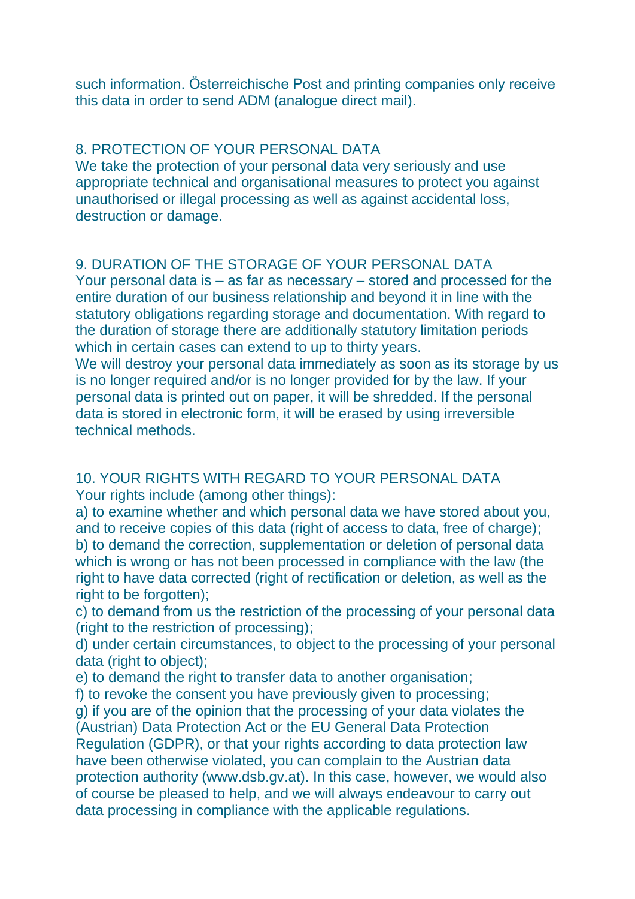such information. Österreichische Post and printing companies only receive this data in order to send ADM (analogue direct mail).

## 8. PROTECTION OF YOUR PERSONAL DATA

We take the protection of your personal data very seriously and use appropriate technical and organisational measures to protect you against unauthorised or illegal processing as well as against accidental loss, destruction or damage.

## 9. DURATION OF THE STORAGE OF YOUR PERSONAL DATA

Your personal data is – as far as necessary – stored and processed for the entire duration of our business relationship and beyond it in line with the statutory obligations regarding storage and documentation. With regard to the duration of storage there are additionally statutory limitation periods which in certain cases can extend to up to thirty years.

We will destroy your personal data immediately as soon as its storage by us is no longer required and/or is no longer provided for by the law. If your personal data is printed out on paper, it will be shredded. If the personal data is stored in electronic form, it will be erased by using irreversible technical methods.

## 10. YOUR RIGHTS WITH REGARD TO YOUR PERSONAL DATA

Your rights include (among other things):

a) to examine whether and which personal data we have stored about you, and to receive copies of this data (right of access to data, free of charge);

b) to demand the correction, supplementation or deletion of personal data which is wrong or has not been processed in compliance with the law (the right to have data corrected (right of rectification or deletion, as well as the right to be forgotten);

c) to demand from us the restriction of the processing of your personal data (right to the restriction of processing);

d) under certain circumstances, to object to the processing of your personal data (right to object);

e) to demand the right to transfer data to another organisation;

f) to revoke the consent you have previously given to processing;

g) if you are of the opinion that the processing of your data violates the (Austrian) Data Protection Act or the EU General Data Protection Regulation (GDPR), or that your rights according to data protection law have been otherwise violated, you can complain to the Austrian data protection authority (www.dsb.gv.at). In this case, however, we would also of course be pleased to help, and we will always endeavour to carry out data processing in compliance with the applicable regulations.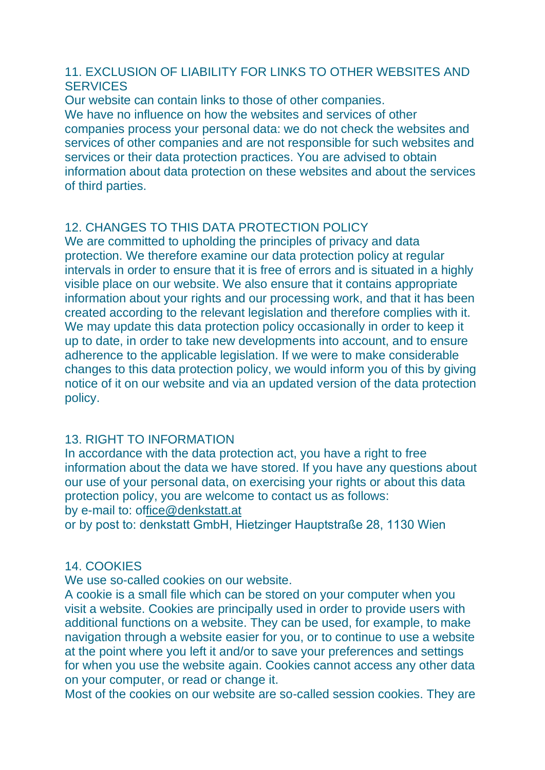## 11. EXCLUSION OF LIABILITY FOR LINKS TO OTHER WEBSITES AND SERVICES

Our website can contain links to those of other companies.
We have no influence on how the websites and services of other companies process your personal data: we do not check the websites and services of other companies and are not responsible for such websites and services or their data protection practices. You are advised to obtain information about data protection on these websites and about the services of third parties.

## 12. CHANGES TO THIS DATA PROTECTION POLICY

We are committed to upholding the principles of privacy and data protection. We therefore examine our data protection policy at regular intervals in order to ensure that it is free of errors and is situated in a highly visible place on our website. We also ensure that it contains appropriate information about your rights and our processing work, and that it has been created according to the relevant legislation and therefore complies with it. We may update this data protection policy occasionally in order to keep it up to date, in order to take new developments into account, and to ensure adherence to the applicable legislation. If we were to make considerable changes to this data protection policy, we would inform you of this by giving notice of it on our website and via an updated version of the data protection policy.

## 13. RIGHT TO INFORMATION

In accordance with the data protection act, you have a right to free information about the data we have stored. If you have any questions about our use of your personal data, on exercising your rights or about this data protection policy, you are welcome to contact us as follows:
by e-mail to: office@denkstatt.at
or by post to: denkstatt GmbH, Hietzinger Hauptstraße 28, 1130 Wien

## 14. COOKIES

We use so-called cookies on our website.
A cookie is a small file which can be stored on your computer when you visit a website. Cookies are principally used in order to provide users with additional functions on a website. They can be used, for example, to make navigation through a website easier for you, or to continue to use a website at the point where you left it and/or to save your preferences and settings for when you use the website again. Cookies cannot access any other data on your computer, or read or change it.
Most of the cookies on our website are so-called session cookies. They are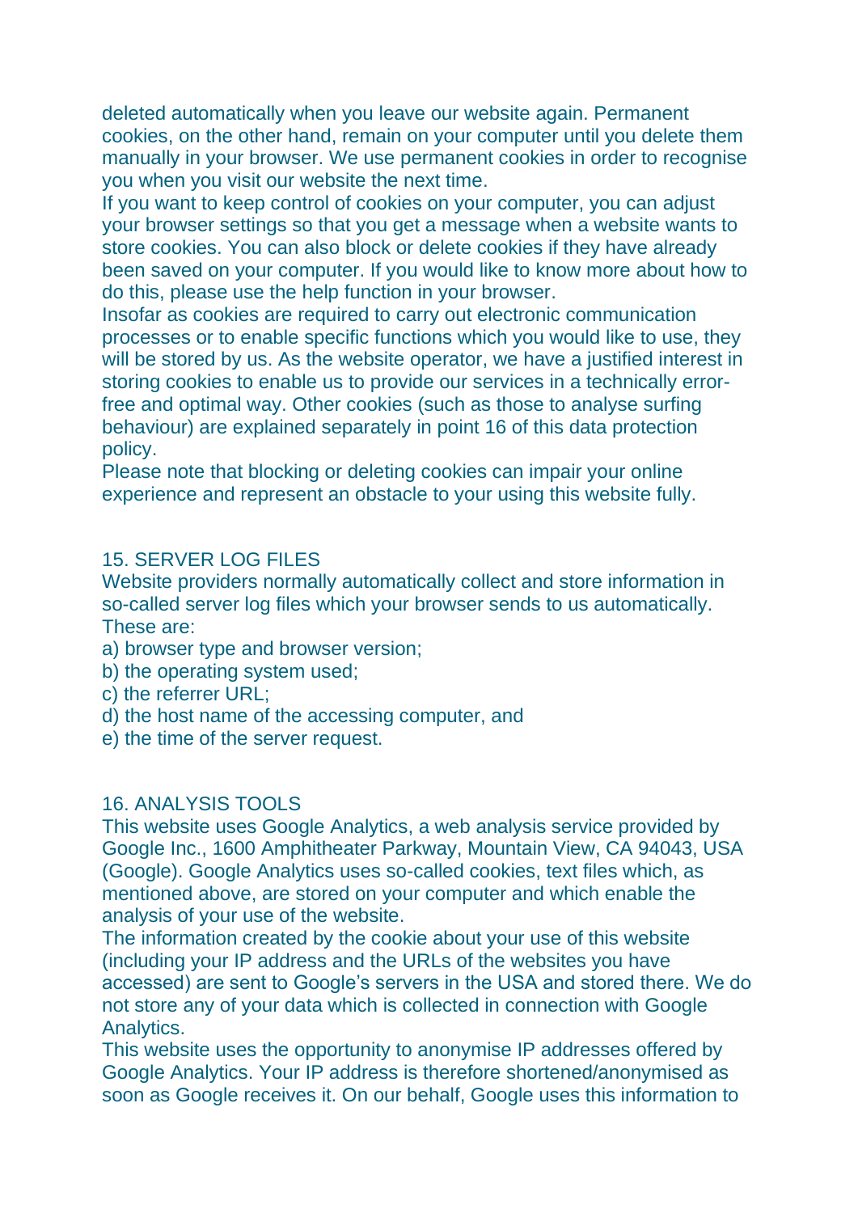deleted automatically when you leave our website again. Permanent cookies, on the other hand, remain on your computer until you delete them manually in your browser. We use permanent cookies in order to recognise you when you visit our website the next time.
If you want to keep control of cookies on your computer, you can adjust your browser settings so that you get a message when a website wants to store cookies. You can also block or delete cookies if they have already been saved on your computer. If you would like to know more about how to do this, please use the help function in your browser.
Insofar as cookies are required to carry out electronic communication processes or to enable specific functions which you would like to use, they will be stored by us. As the website operator, we have a justified interest in storing cookies to enable us to provide our services in a technically error-free and optimal way. Other cookies (such as those to analyse surfing behaviour) are explained separately in point 16 of this data protection policy.
Please note that blocking or deleting cookies can impair your online experience and represent an obstacle to your using this website fully.

## 15. SERVER LOG FILES

Website providers normally automatically collect and store information in so-called server log files which your browser sends to us automatically. These are:

a) browser type and browser version;
b) the operating system used;
c) the referrer URL;
d) the host name of the accessing computer, and
e) the time of the server request.

## 16. ANALYSIS TOOLS

This website uses Google Analytics, a web analysis service provided by Google Inc., 1600 Amphitheater Parkway, Mountain View, CA 94043, USA (Google). Google Analytics uses so-called cookies, text files which, as mentioned above, are stored on your computer and which enable the analysis of your use of the website.
The information created by the cookie about your use of this website (including your IP address and the URLs of the websites you have accessed) are sent to Google's servers in the USA and stored there. We do not store any of your data which is collected in connection with Google Analytics.
This website uses the opportunity to anonymise IP addresses offered by Google Analytics. Your IP address is therefore shortened/anonymised as soon as Google receives it. On our behalf, Google uses this information to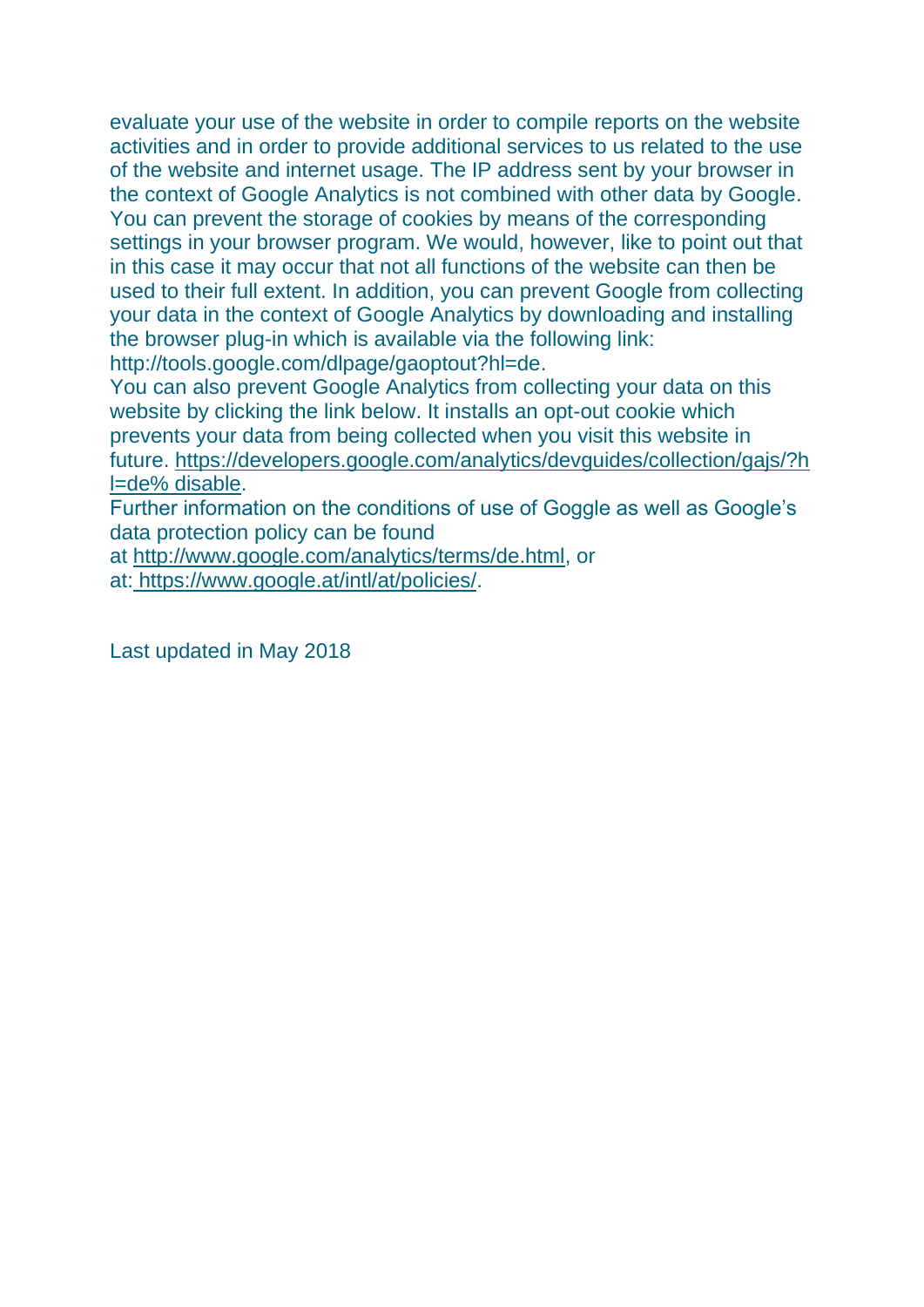evaluate your use of the website in order to compile reports on the website activities and in order to provide additional services to us related to the use of the website and internet usage. The IP address sent by your browser in the context of Google Analytics is not combined with other data by Google. You can prevent the storage of cookies by means of the corresponding settings in your browser program. We would, however, like to point out that in this case it may occur that not all functions of the website can then be used to their full extent. In addition, you can prevent Google from collecting your data in the context of Google Analytics by downloading and installing the browser plug-in which is available via the following link: http://tools.google.com/dlpage/gaoptout?hl=de.

You can also prevent Google Analytics from collecting your data on this website by clicking the link below. It installs an opt-out cookie which prevents your data from being collected when you visit this website in future. https://developers.google.com/analytics/devguides/collection/gajs/?hl=de% disable.

Further information on the conditions of use of Goggle as well as Google's data protection policy can be found at http://www.google.com/analytics/terms/de.html, or at: https://www.google.at/intl/at/policies/.

Last updated in May 2018